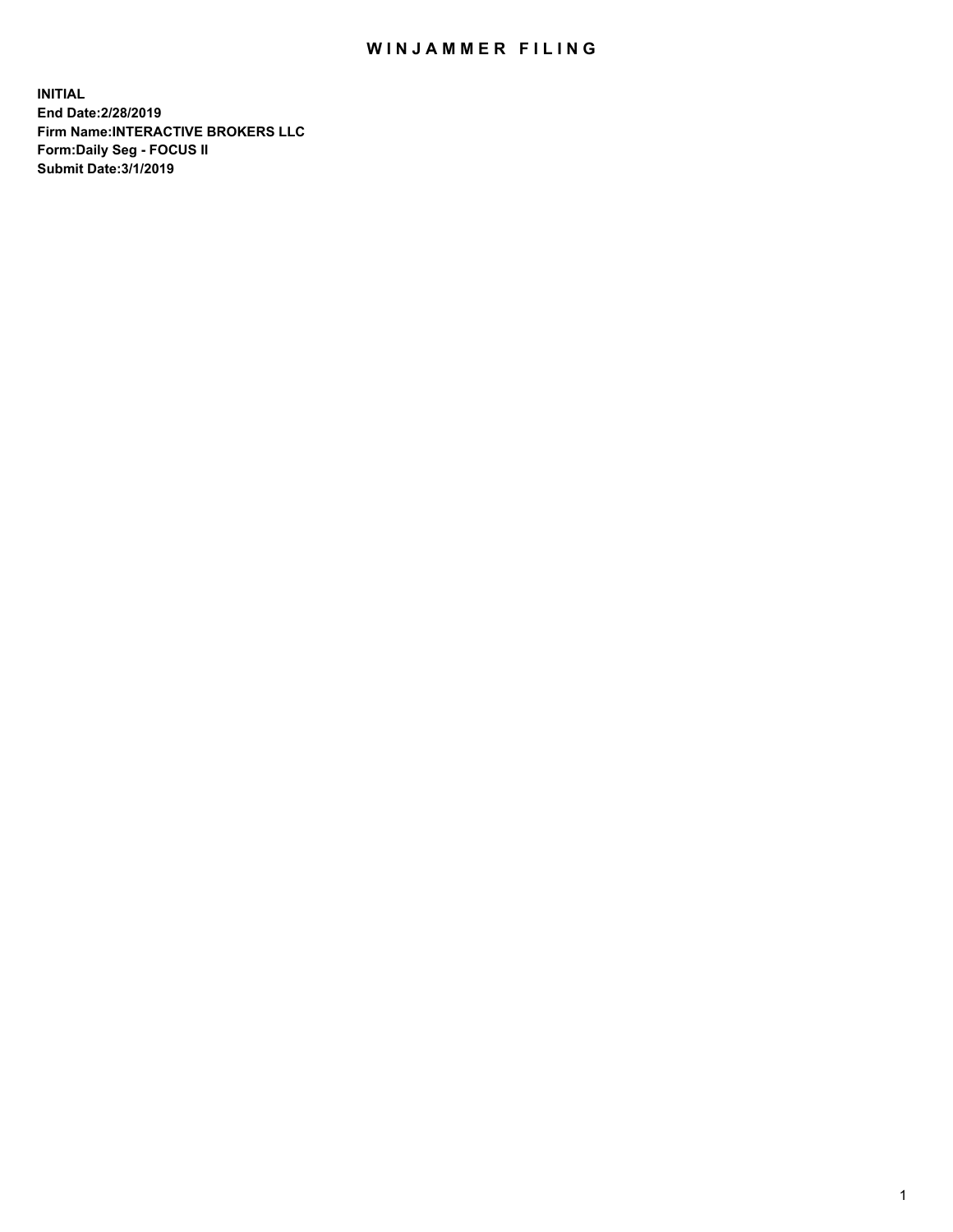# WINJAMMER FILING

**INITIAL**
**End Date:2/28/2019**
**Firm Name:INTERACTIVE BROKERS LLC**
**Form:Daily Seg - FOCUS II**
**Submit Date:3/1/2019**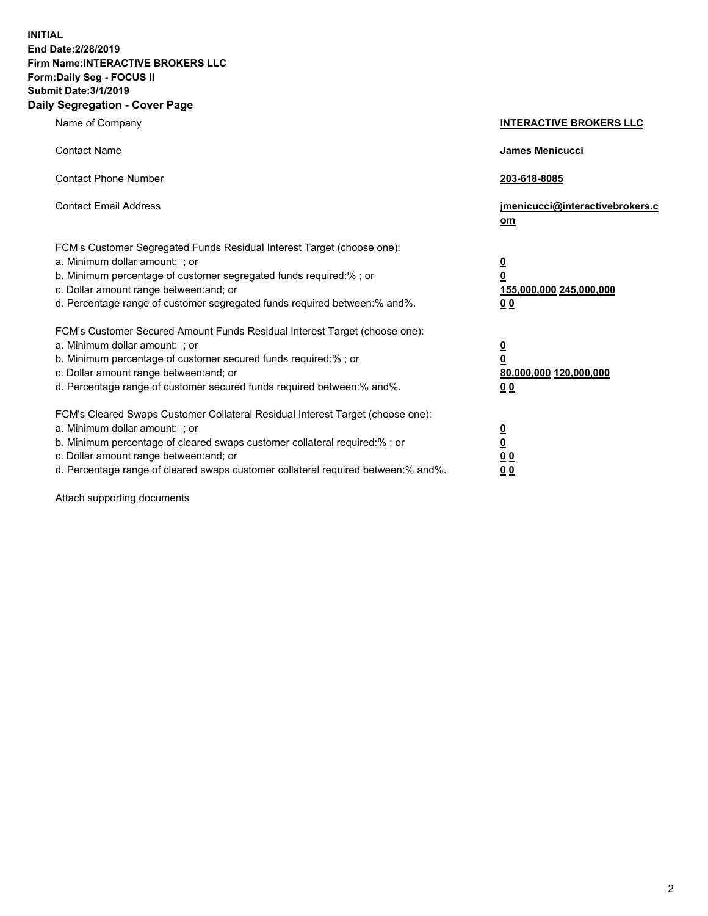**INITIAL**
**End Date:2/28/2019**
**Firm Name:INTERACTIVE BROKERS LLC**
**Form:Daily Seg - FOCUS II**
**Submit Date:3/1/2019**
**Daily Segregation - Cover Page**

| | |
|---|---|
| Name of Company | **INTERACTIVE BROKERS LLC** |
| Contact Name | **James Menicucci** |
| Contact Phone Number | **203-618-8085** |
| Contact Email Address | **jmenicucci@interactivebrokers.com** |
| FCM's Customer Segregated Funds Residual Interest Target (choose one): | |
| a. Minimum dollar amount: ; or | **0** |
| b. Minimum percentage of customer segregated funds required:% ; or | **0** |
| c. Dollar amount range between:and; or | **155,000,000 245,000,000** |
| d. Percentage range of customer segregated funds required between:% and%. | **0 0** |
| FCM's Customer Secured Amount Funds Residual Interest Target (choose one): | |
| a. Minimum dollar amount: ; or | **0** |
| b. Minimum percentage of customer secured funds required:% ; or | **0** |
| c. Dollar amount range between:and; or | **80,000,000 120,000,000** |
| d. Percentage range of customer secured funds required between:% and%. | **0 0** |
| FCM's Cleared Swaps Customer Collateral Residual Interest Target (choose one): | |
| a. Minimum dollar amount: ; or | **0** |
| b. Minimum percentage of cleared swaps customer collateral required:% ; or | **0** |
| c. Dollar amount range between:and; or | **0 0** |
| d. Percentage range of cleared swaps customer collateral required between:% and%. | **0 0** |

Attach supporting documents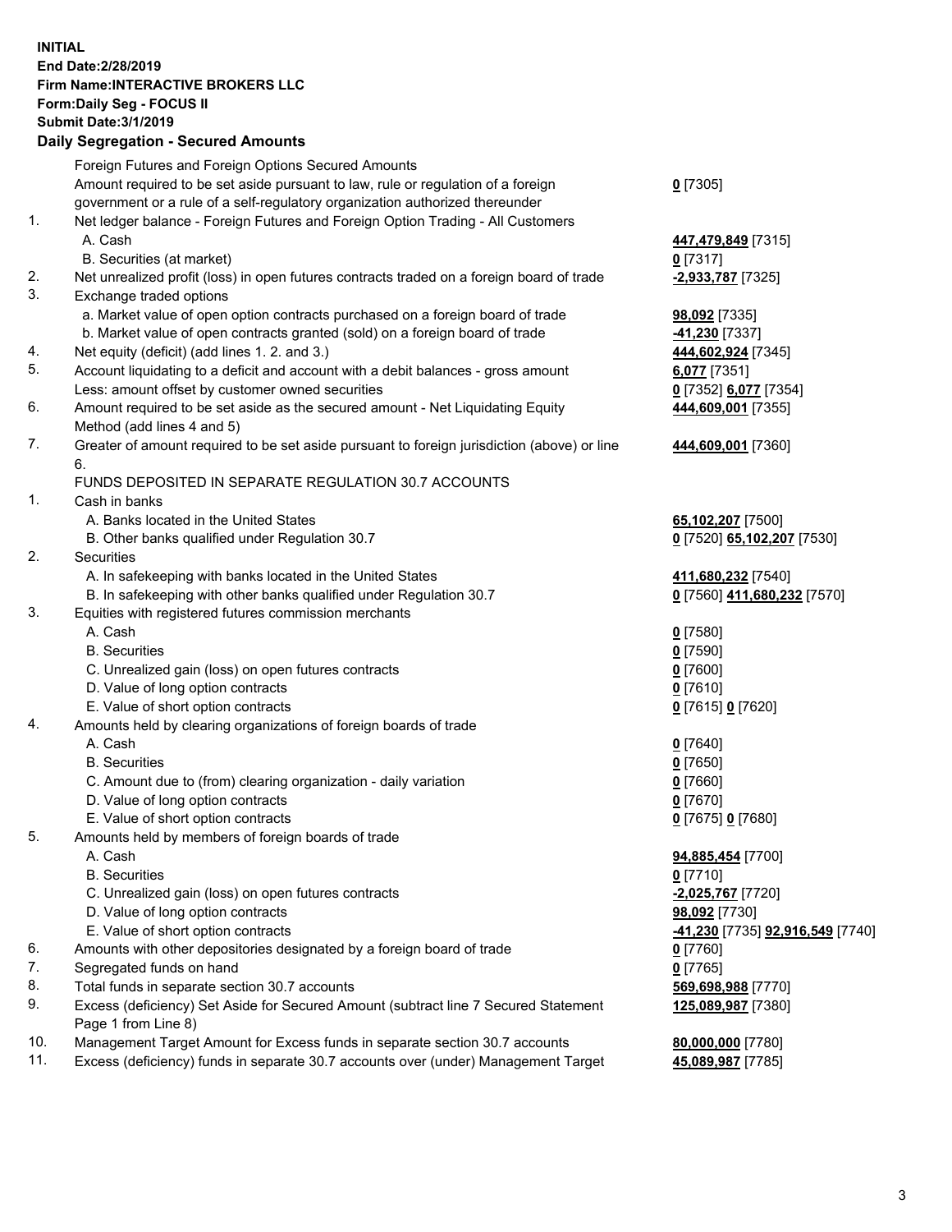**INITIAL**
**End Date:2/28/2019**
**Firm Name:INTERACTIVE BROKERS LLC**
**Form:Daily Seg - FOCUS II**
**Submit Date:3/1/2019**

## Daily Segregation - Secured Amounts

| | | |
|---|---|---|
| | Foreign Futures and Foreign Options Secured Amounts | |
| | Amount required to be set aside pursuant to law, rule or regulation of a foreign government or a rule of a self-regulatory organization authorized thereunder | **0** [7305] |
| 1. | Net ledger balance - Foreign Futures and Foreign Option Trading - All Customers | |
| | A. Cash | **447,479,849** [7315] |
| | B. Securities (at market) | **0** [7317] |
| 2. | Net unrealized profit (loss) in open futures contracts traded on a foreign board of trade | **-2,933,787** [7325] |
| 3. | Exchange traded options | |
| | a. Market value of open option contracts purchased on a foreign board of trade | **98,092** [7335] |
| | b. Market value of open contracts granted (sold) on a foreign board of trade | **-41,230** [7337] |
| 4. | Net equity (deficit) (add lines 1. 2. and 3.) | **444,602,924** [7345] |
| 5. | Account liquidating to a deficit and account with a debit balances - gross amount | **6,077** [7351] |
| | Less: amount offset by customer owned securities | **0** [7352] **6,077** [7354] |
| 6. | Amount required to be set aside as the secured amount - Net Liquidating Equity Method (add lines 4 and 5) | **444,609,001** [7355] |
| 7. | Greater of amount required to be set aside pursuant to foreign jurisdiction (above) or line 6. | **444,609,001** [7360] |
| | FUNDS DEPOSITED IN SEPARATE REGULATION 30.7 ACCOUNTS | |
| 1. | Cash in banks | |
| | A. Banks located in the United States | **65,102,207** [7500] |
| | B. Other banks qualified under Regulation 30.7 | **0** [7520] **65,102,207** [7530] |
| 2. | Securities | |
| | A. In safekeeping with banks located in the United States | **411,680,232** [7540] |
| | B. In safekeeping with other banks qualified under Regulation 30.7 | **0** [7560] **411,680,232** [7570] |
| 3. | Equities with registered futures commission merchants | |
| | A. Cash | **0** [7580] |
| | B. Securities | **0** [7590] |
| | C. Unrealized gain (loss) on open futures contracts | **0** [7600] |
| | D. Value of long option contracts | **0** [7610] |
| | E. Value of short option contracts | **0** [7615] **0** [7620] |
| 4. | Amounts held by clearing organizations of foreign boards of trade | |
| | A. Cash | **0** [7640] |
| | B. Securities | **0** [7650] |
| | C. Amount due to (from) clearing organization - daily variation | **0** [7660] |
| | D. Value of long option contracts | **0** [7670] |
| | E. Value of short option contracts | **0** [7675] **0** [7680] |
| 5. | Amounts held by members of foreign boards of trade | |
| | A. Cash | **94,885,454** [7700] |
| | B. Securities | **0** [7710] |
| | C. Unrealized gain (loss) on open futures contracts | **-2,025,767** [7720] |
| | D. Value of long option contracts | **98,092** [7730] |
| | E. Value of short option contracts | **-41,230** [7735] **92,916,549** [7740] |
| 6. | Amounts with other depositories designated by a foreign board of trade | **0** [7760] |
| 7. | Segregated funds on hand | **0** [7765] |
| 8. | Total funds in separate section 30.7 accounts | **569,698,988** [7770] |
| 9. | Excess (deficiency) Set Aside for Secured Amount (subtract line 7 Secured Statement Page 1 from Line 8) | **125,089,987** [7380] |
| 10. | Management Target Amount for Excess funds in separate section 30.7 accounts | **80,000,000** [7780] |
| 11. | Excess (deficiency) funds in separate 30.7 accounts over (under) Management Target | **45,089,987** [7785] |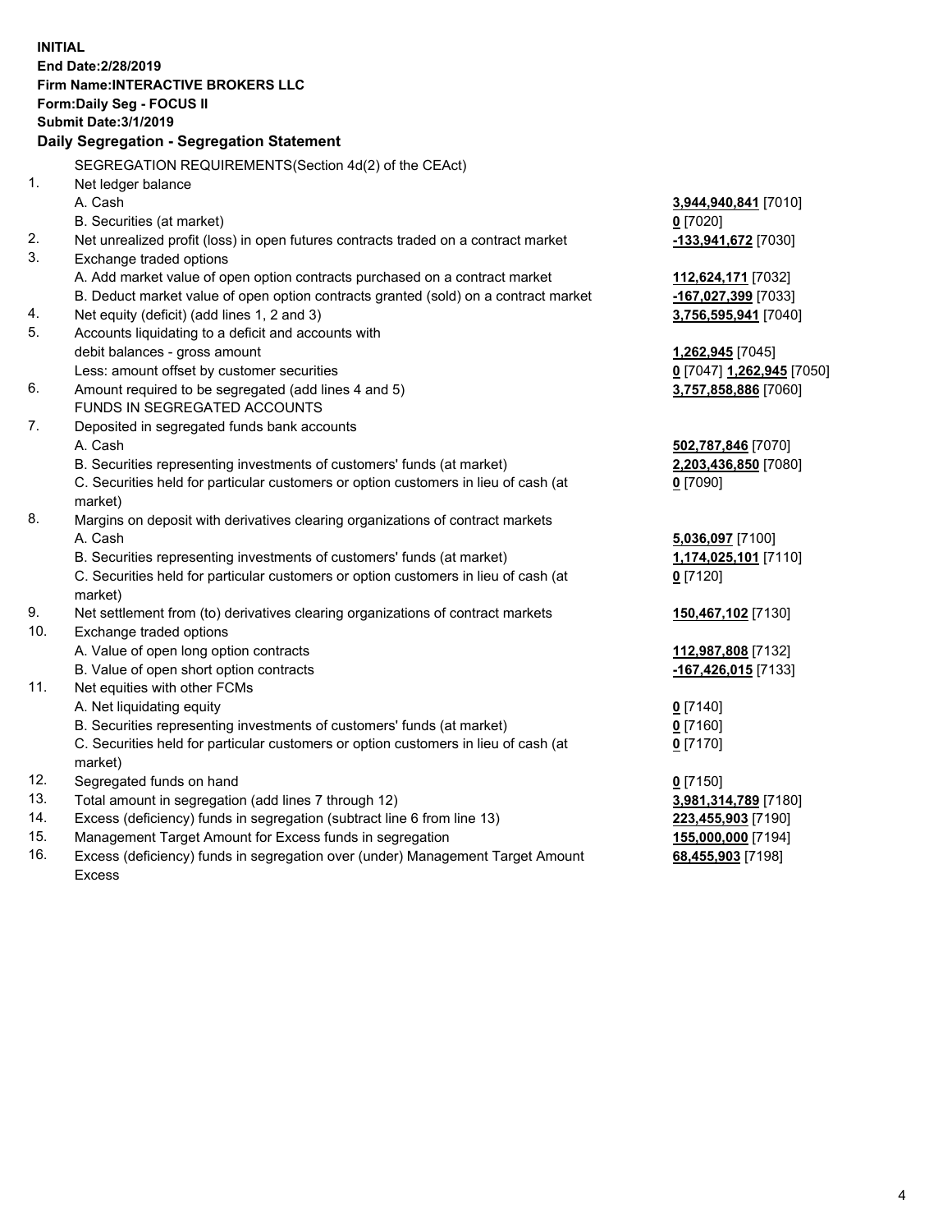**INITIAL**
**End Date:2/28/2019**
**Firm Name:INTERACTIVE BROKERS LLC**
**Form:Daily Seg - FOCUS II**
**Submit Date:3/1/2019**

### Daily Segregation - Segregation Statement

| | | |
|---|---|---|
| | SEGREGATION REQUIREMENTS(Section 4d(2) of the CEAct) | |
| 1. | Net ledger balance | |
| | A. Cash | **3,944,940,841** [7010] |
| | B. Securities (at market) | **0** [7020] |
| 2. | Net unrealized profit (loss) in open futures contracts traded on a contract market | **-133,941,672** [7030] |
| 3. | Exchange traded options | |
| | A. Add market value of open option contracts purchased on a contract market | **112,624,171** [7032] |
| | B. Deduct market value of open option contracts granted (sold) on a contract market | **-167,027,399** [7033] |
| 4. | Net equity (deficit) (add lines 1, 2 and 3) | **3,756,595,941** [7040] |
| 5. | Accounts liquidating to a deficit and accounts with debit balances - gross amount | **1,262,945** [7045] |
| | Less: amount offset by customer securities | **0** [7047] **1,262,945** [7050] |
| 6. | Amount required to be segregated (add lines 4 and 5) | **3,757,858,886** [7060] |
| | FUNDS IN SEGREGATED ACCOUNTS | |
| 7. | Deposited in segregated funds bank accounts | |
| | A. Cash | **502,787,846** [7070] |
| | B. Securities representing investments of customers' funds (at market) | **2,203,436,850** [7080] |
| | C. Securities held for particular customers or option customers in lieu of cash (at market) | **0** [7090] |
| 8. | Margins on deposit with derivatives clearing organizations of contract markets | |
| | A. Cash | **5,036,097** [7100] |
| | B. Securities representing investments of customers' funds (at market) | **1,174,025,101** [7110] |
| | C. Securities held for particular customers or option customers in lieu of cash (at market) | **0** [7120] |
| 9. | Net settlement from (to) derivatives clearing organizations of contract markets | **150,467,102** [7130] |
| 10. | Exchange traded options | |
| | A. Value of open long option contracts | **112,987,808** [7132] |
| | B. Value of open short option contracts | **-167,426,015** [7133] |
| 11. | Net equities with other FCMs | |
| | A. Net liquidating equity | **0** [7140] |
| | B. Securities representing investments of customers' funds (at market) | **0** [7160] |
| | C. Securities held for particular customers or option customers in lieu of cash (at market) | **0** [7170] |
| 12. | Segregated funds on hand | **0** [7150] |
| 13. | Total amount in segregation (add lines 7 through 12) | **3,981,314,789** [7180] |
| 14. | Excess (deficiency) funds in segregation (subtract line 6 from line 13) | **223,455,903** [7190] |
| 15. | Management Target Amount for Excess funds in segregation | **155,000,000** [7194] |
| 16. | Excess (deficiency) funds in segregation over (under) Management Target Amount Excess | **68,455,903** [7198] |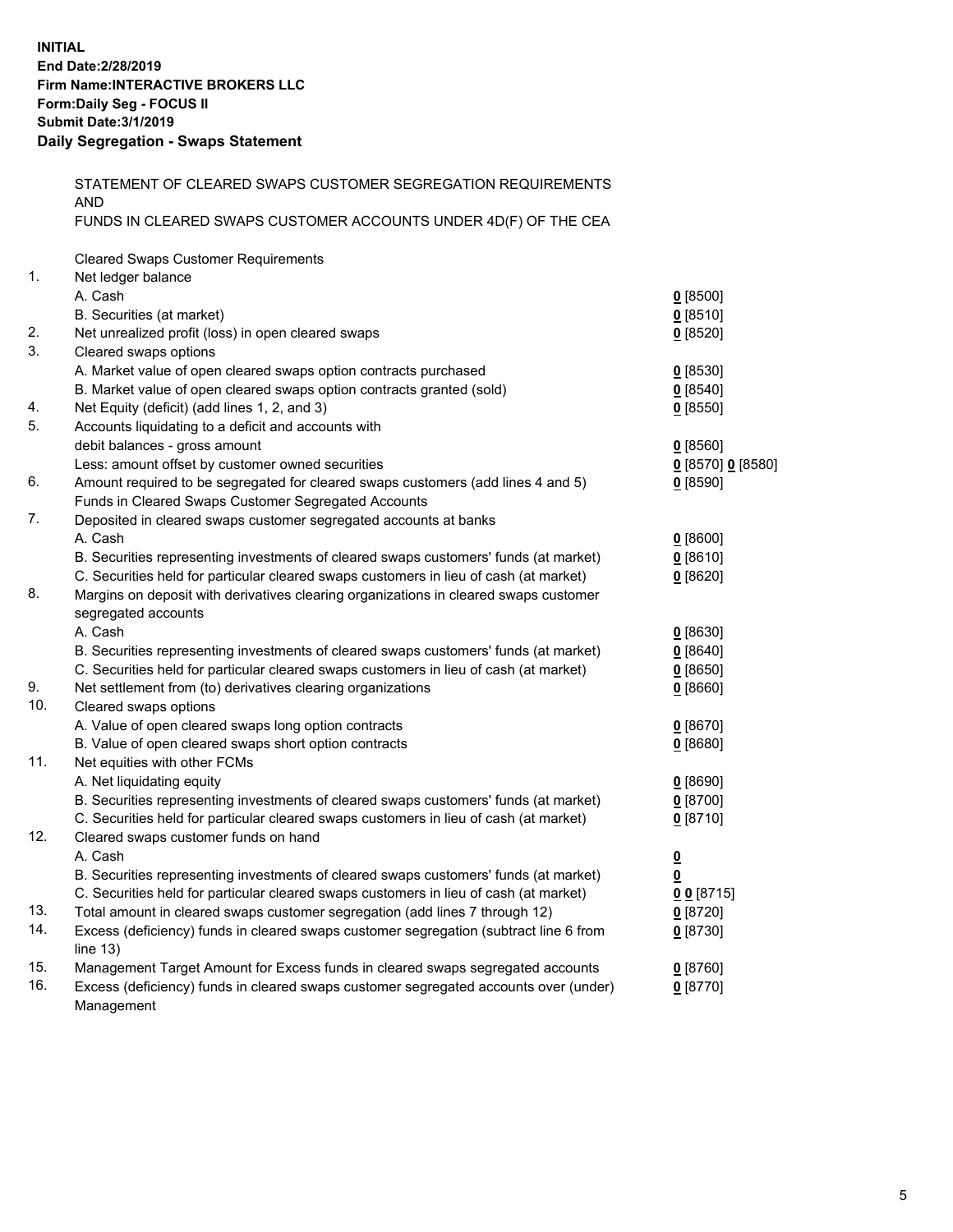**INITIAL**
**End Date:2/28/2019**
**Firm Name:INTERACTIVE BROKERS LLC**
**Form:Daily Seg - FOCUS II**
**Submit Date:3/1/2019**
**Daily Segregation - Swaps Statement**

STATEMENT OF CLEARED SWAPS CUSTOMER SEGREGATION REQUIREMENTS AND FUNDS IN CLEARED SWAPS CUSTOMER ACCOUNTS UNDER 4D(F) OF THE CEA

| | | |
|---|---|---|
| | Cleared Swaps Customer Requirements | |
| 1. | Net ledger balance | |
| | A. Cash | 0 [8500] |
| | B. Securities (at market) | 0 [8510] |
| 2. | Net unrealized profit (loss) in open cleared swaps | 0 [8520] |
| 3. | Cleared swaps options | |
| | A. Market value of open cleared swaps option contracts purchased | 0 [8530] |
| | B. Market value of open cleared swaps option contracts granted (sold) | 0 [8540] |
| 4. | Net Equity (deficit) (add lines 1, 2, and 3) | 0 [8550] |
| 5. | Accounts liquidating to a deficit and accounts with | |
| | debit balances - gross amount | 0 [8560] |
| | Less: amount offset by customer owned securities | 0 [8570] 0 [8580] |
| 6. | Amount required to be segregated for cleared swaps customers (add lines 4 and 5) | 0 [8590] |
| | Funds in Cleared Swaps Customer Segregated Accounts | |
| 7. | Deposited in cleared swaps customer segregated accounts at banks | |
| | A. Cash | 0 [8600] |
| | B. Securities representing investments of cleared swaps customers' funds (at market) | 0 [8610] |
| | C. Securities held for particular cleared swaps customers in lieu of cash (at market) | 0 [8620] |
| 8. | Margins on deposit with derivatives clearing organizations in cleared swaps customer segregated accounts | |
| | A. Cash | 0 [8630] |
| | B. Securities representing investments of cleared swaps customers' funds (at market) | 0 [8640] |
| | C. Securities held for particular cleared swaps customers in lieu of cash (at market) | 0 [8650] |
| 9. | Net settlement from (to) derivatives clearing organizations | 0 [8660] |
| 10. | Cleared swaps options | |
| | A. Value of open cleared swaps long option contracts | 0 [8670] |
| | B. Value of open cleared swaps short option contracts | 0 [8680] |
| 11. | Net equities with other FCMs | |
| | A. Net liquidating equity | 0 [8690] |
| | B. Securities representing investments of cleared swaps customers' funds (at market) | 0 [8700] |
| | C. Securities held for particular cleared swaps customers in lieu of cash (at market) | 0 [8710] |
| 12. | Cleared swaps customer funds on hand | |
| | A. Cash | 0 |
| | B. Securities representing investments of cleared swaps customers' funds (at market) | 0 |
| | C. Securities held for particular cleared swaps customers in lieu of cash (at market) | 0 0 [8715] |
| 13. | Total amount in cleared swaps customer segregation (add lines 7 through 12) | 0 [8720] |
| 14. | Excess (deficiency) funds in cleared swaps customer segregation (subtract line 6 from line 13) | 0 [8730] |
| 15. | Management Target Amount for Excess funds in cleared swaps segregated accounts | 0 [8760] |
| 16. | Excess (deficiency) funds in cleared swaps customer segregated accounts over (under) Management | 0 [8770] |